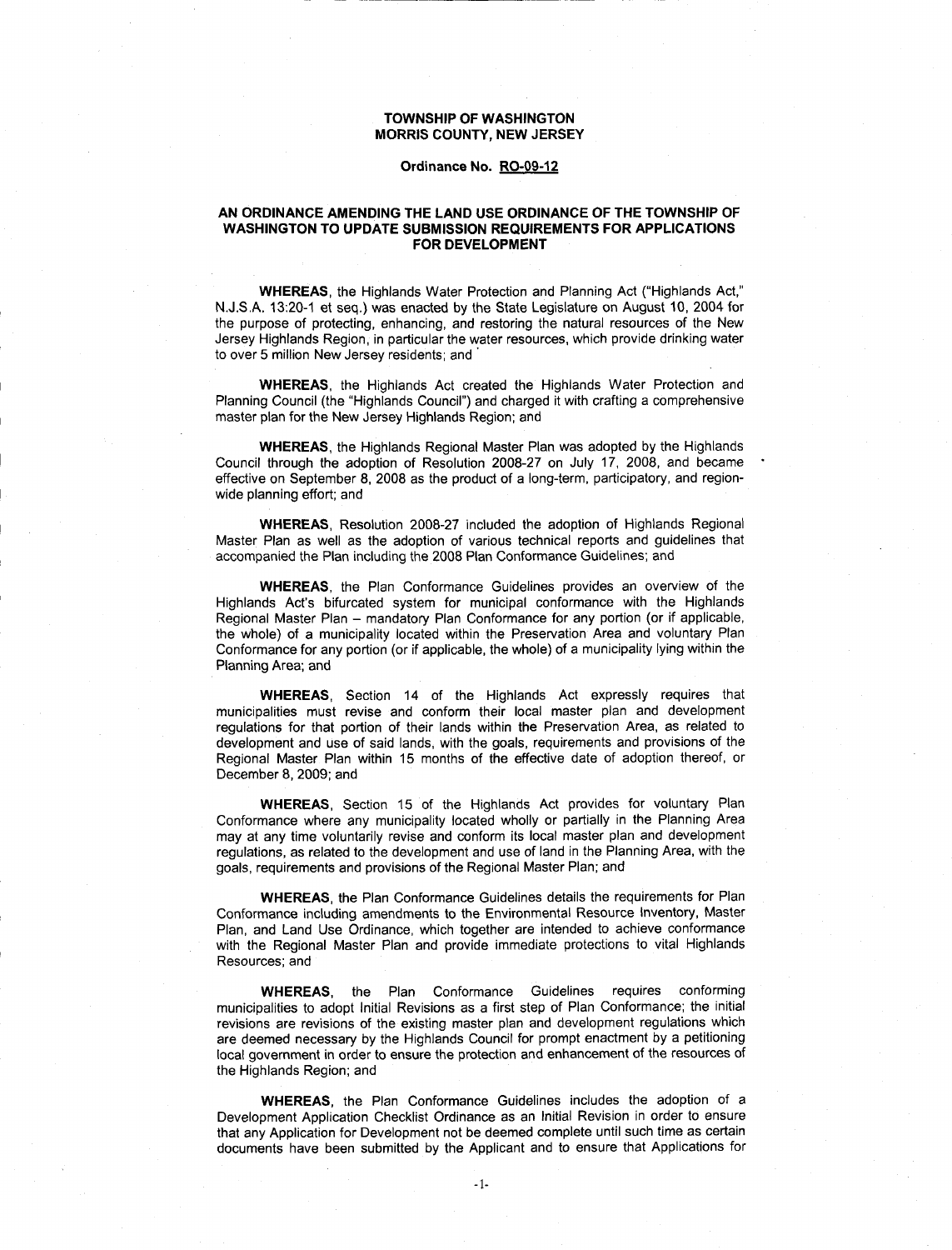# TOWNSHIP OF WASHINGTON
# MORRIS COUNTY, NEW JERSEY

**Ordinance No. RO-09-12**

## AN ORDINANCE AMENDING THE LAND USE ORDINANCE OF THE TOWNSHIP OF WASHINGTON TO UPDATE SUBMISSION REQUIREMENTS FOR APPLICATIONS FOR DEVELOPMENT

**WHEREAS**, the Highlands Water Protection and Planning Act ("Highlands Act," N.J.S.A. 13:20-1 et seq.) was enacted by the State Legislature on August 10, 2004 for the purpose of protecting, enhancing, and restoring the natural resources of the New Jersey Highlands Region, in particular the water resources, which provide drinking water to over 5 million New Jersey residents; and

**WHEREAS**, the Highlands Act created the Highlands Water Protection and Planning Council (the "Highlands Council") and charged it with crafting a comprehensive master plan for the New Jersey Highlands Region; and

**WHEREAS**, the Highlands Regional Master Plan was adopted by the Highlands Council through the adoption of Resolution 2008-27 on July 17, 2008, and became effective on September 8, 2008 as the product of a long-term, participatory, and region-wide planning effort; and

**WHEREAS**, Resolution 2008-27 included the adoption of Highlands Regional Master Plan as well as the adoption of various technical reports and guidelines that accompanied the Plan including the 2008 Plan Conformance Guidelines; and

**WHEREAS**, the Plan Conformance Guidelines provides an overview of the Highlands Act's bifurcated system for municipal conformance with the Highlands Regional Master Plan – mandatory Plan Conformance for any portion (or if applicable, the whole) of a municipality located within the Preservation Area and voluntary Plan Conformance for any portion (or if applicable, the whole) of a municipality lying within the Planning Area; and

**WHEREAS**, Section 14 of the Highlands Act expressly requires that municipalities must revise and conform their local master plan and development regulations for that portion of their lands within the Preservation Area, as related to development and use of said lands, with the goals, requirements and provisions of the Regional Master Plan within 15 months of the effective date of adoption thereof, or December 8, 2009; and

**WHEREAS**, Section 15 of the Highlands Act provides for voluntary Plan Conformance where any municipality located wholly or partially in the Planning Area may at any time voluntarily revise and conform its local master plan and development regulations, as related to the development and use of land in the Planning Area, with the goals, requirements and provisions of the Regional Master Plan; and

**WHEREAS**, the Plan Conformance Guidelines details the requirements for Plan Conformance including amendments to the Environmental Resource Inventory, Master Plan, and Land Use Ordinance, which together are intended to achieve conformance with the Regional Master Plan and provide immediate protections to vital Highlands Resources; and

**WHEREAS**, the Plan Conformance Guidelines requires conforming municipalities to adopt Initial Revisions as a first step of Plan Conformance; the initial revisions are revisions of the existing master plan and development regulations which are deemed necessary by the Highlands Council for prompt enactment by a petitioning local government in order to ensure the protection and enhancement of the resources of the Highlands Region; and

**WHEREAS**, the Plan Conformance Guidelines includes the adoption of a Development Application Checklist Ordinance as an Initial Revision in order to ensure that any Application for Development not be deemed complete until such time as certain documents have been submitted by the Applicant and to ensure that Applications for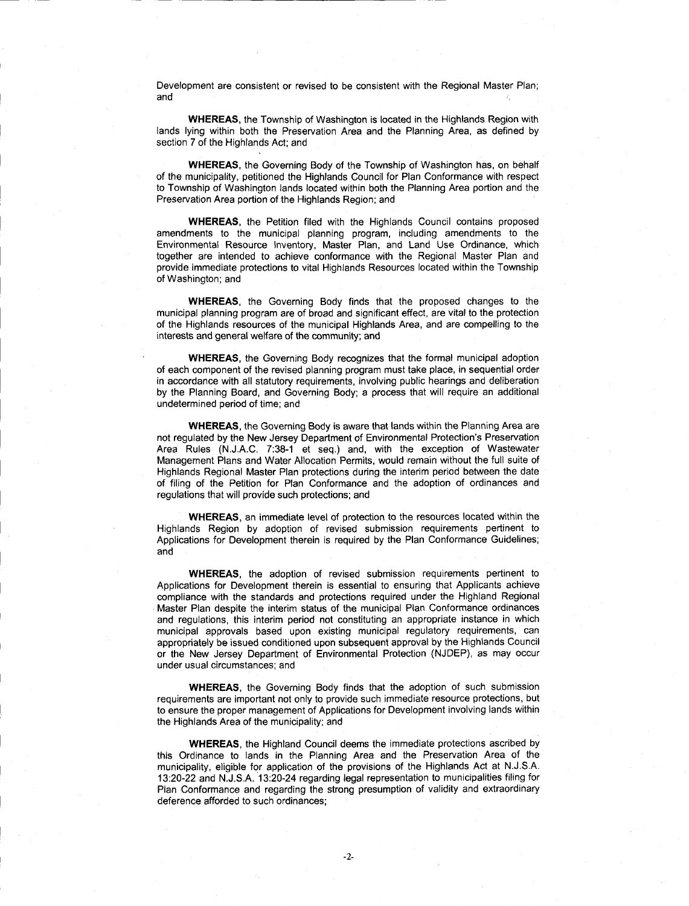Development are consistent or revised to be consistent with the Regional Master Plan; and

**WHEREAS**, the Township of Washington is located in the Highlands Region with lands lying within both the Preservation Area and the Planning Area, as defined by section 7 of the Highlands Act; and

**WHEREAS**, the Governing Body of the Township of Washington has, on behalf of the municipality, petitioned the Highlands Council for Plan Conformance with respect to Township of Washington lands located within both the Planning Area portion and the Preservation Area portion of the Highlands Region; and

**WHEREAS**, the Petition filed with the Highlands Council contains proposed amendments to the municipal planning program, including amendments to the Environmental Resource Inventory, Master Plan, and Land Use Ordinance, which together are intended to achieve conformance with the Regional Master Plan and provide immediate protections to vital Highlands Resources located within the Township of Washington; and

**WHEREAS**, the Governing Body finds that the proposed changes to the municipal planning program are of broad and significant effect, are vital to the protection of the Highlands resources of the municipal Highlands Area, and are compelling to the interests and general welfare of the community; and

**WHEREAS**, the Governing Body recognizes that the formal municipal adoption of each component of the revised planning program must take place, in sequential order in accordance with all statutory requirements, involving public hearings and deliberation by the Planning Board, and Governing Body; a process that will require an additional undetermined period of time; and

**WHEREAS**, the Governing Body is aware that lands within the Planning Area are not regulated by the New Jersey Department of Environmental Protection's Preservation Area Rules (N.J.A.C. 7:38-1 et seq.) and, with the exception of Wastewater Management Plans and Water Allocation Permits, would remain without the full suite of Highlands Regional Master Plan protections during the interim period between the date of filing of the Petition for Plan Conformance and the adoption of ordinances and regulations that will provide such protections; and

**WHEREAS**, an immediate level of protection to the resources located within the Highlands Region by adoption of revised submission requirements pertinent to Applications for Development therein is required by the Plan Conformance Guidelines; and

**WHEREAS**, the adoption of revised submission requirements pertinent to Applications for Development therein is essential to ensuring that Applicants achieve compliance with the standards and protections required under the Highland Regional Master Plan despite the interim status of the municipal Plan Conformance ordinances and regulations, this interim period not constituting an appropriate instance in which municipal approvals based upon existing municipal regulatory requirements, can appropriately be issued conditioned upon subsequent approval by the Highlands Council or the New Jersey Department of Environmental Protection (NJDEP), as may occur under usual circumstances; and

**WHEREAS**, the Governing Body finds that the adoption of such submission requirements are important not only to provide such immediate resource protections, but to ensure the proper management of Applications for Development involving lands within the Highlands Area of the municipality; and

**WHEREAS**, the Highland Council deems the immediate protections ascribed by this Ordinance to lands in the Planning Area and the Preservation Area of the municipality, eligible for application of the provisions of the Highlands Act at N.J.S.A. 13:20-22 and N.J.S.A. 13:20-24 regarding legal representation to municipalities filing for Plan Conformance and regarding the strong presumption of validity and extraordinary deference afforded to such ordinances;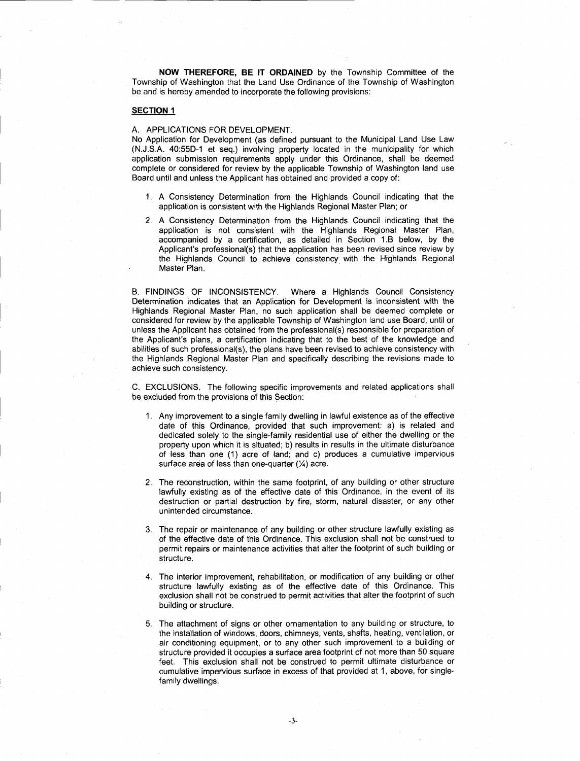**NOW THEREFORE, BE IT ORDAINED** by the Township Committee of the Township of Washington that the Land Use Ordinance of the Township of Washington be and is hereby amended to incorporate the following provisions:

**SECTION 1**

A. APPLICATIONS FOR DEVELOPMENT.
No Application for Development (as defined pursuant to the Municipal Land Use Law (N.J.S.A. 40:55D-1 et seq.) involving property located in the municipality for which application submission requirements apply under this Ordinance, shall be deemed complete or considered for review by the applicable Township of Washington land use Board until and unless the Applicant has obtained and provided a copy of:

1. A Consistency Determination from the Highlands Council indicating that the application is consistent with the Highlands Regional Master Plan; or
2. A Consistency Determination from the Highlands Council indicating that the application is not consistent with the Highlands Regional Master Plan, accompanied by a certification, as detailed in Section 1.B below, by the Applicant's professional(s) that the application has been revised since review by the Highlands Council to achieve consistency with the Highlands Regional Master Plan.

B. FINDINGS OF INCONSISTENCY. Where a Highlands Council Consistency Determination indicates that an Application for Development is inconsistent with the Highlands Regional Master Plan, no such application shall be deemed complete or considered for review by the applicable Township of Washington land use Board, until or unless the Applicant has obtained from the professional(s) responsible for preparation of the Applicant's plans, a certification indicating that to the best of the knowledge and abilities of such professional(s), the plans have been revised to achieve consistency with the Highlands Regional Master Plan and specifically describing the revisions made to achieve such consistency.

C. EXCLUSIONS. The following specific improvements and related applications shall be excluded from the provisions of this Section:

1. Any improvement to a single family dwelling in lawful existence as of the effective date of this Ordinance, provided that such improvement: a) is related and dedicated solely to the single-family residential use of either the dwelling or the property upon which it is situated; b) results in results in the ultimate disturbance of less than one (1) acre of land; and c) produces a cumulative impervious surface area of less than one-quarter (¼) acre.
2. The reconstruction, within the same footprint, of any building or other structure lawfully existing as of the effective date of this Ordinance, in the event of its destruction or partial destruction by fire, storm, natural disaster, or any other unintended circumstance.
3. The repair or maintenance of any building or other structure lawfully existing as of the effective date of this Ordinance. This exclusion shall not be construed to permit repairs or maintenance activities that alter the footprint of such building or structure.
4. The interior improvement, rehabilitation, or modification of any building or other structure lawfully existing as of the effective date of this Ordinance. This exclusion shall not be construed to permit activities that alter the footprint of such building or structure.
5. The attachment of signs or other ornamentation to any building or structure, to the installation of windows, doors, chimneys, vents, shafts, heating, ventilation, or air conditioning equipment, or to any other such improvement to a building or structure provided it occupies a surface area footprint of not more than 50 square feet. This exclusion shall not be construed to permit ultimate disturbance or cumulative impervious surface in excess of that provided at 1, above, for single-family dwellings.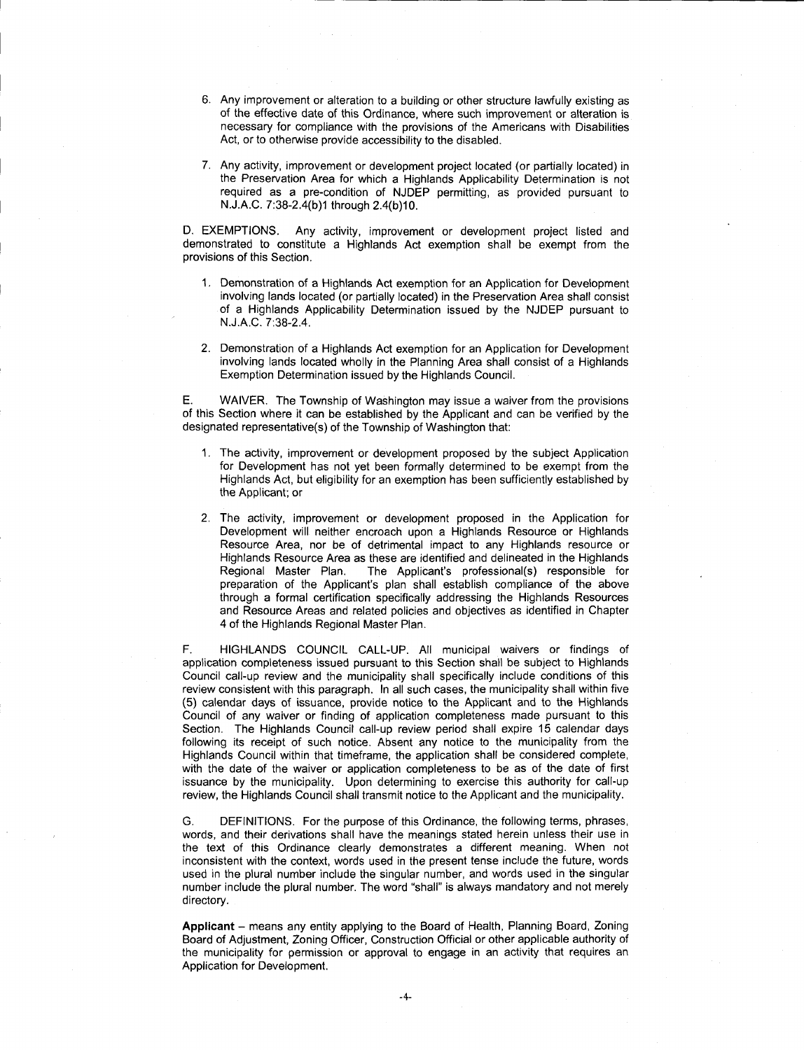6. Any improvement or alteration to a building or other structure lawfully existing as of the effective date of this Ordinance, where such improvement or alteration is necessary for compliance with the provisions of the Americans with Disabilities Act, or to otherwise provide accessibility to the disabled.

7. Any activity, improvement or development project located (or partially located) in the Preservation Area for which a Highlands Applicability Determination is not required as a pre-condition of NJDEP permitting, as provided pursuant to N.J.A.C. 7:38-2.4(b)1 through 2.4(b)10.

D. EXEMPTIONS. Any activity, improvement or development project listed and demonstrated to constitute a Highlands Act exemption shall be exempt from the provisions of this Section.

1. Demonstration of a Highlands Act exemption for an Application for Development involving lands located (or partially located) in the Preservation Area shall consist of a Highlands Applicability Determination issued by the NJDEP pursuant to N.J.A.C. 7:38-2.4.

2. Demonstration of a Highlands Act exemption for an Application for Development involving lands located wholly in the Planning Area shall consist of a Highlands Exemption Determination issued by the Highlands Council.

E. WAIVER. The Township of Washington may issue a waiver from the provisions of this Section where it can be established by the Applicant and can be verified by the designated representative(s) of the Township of Washington that:

1. The activity, improvement or development proposed by the subject Application for Development has not yet been formally determined to be exempt from the Highlands Act, but eligibility for an exemption has been sufficiently established by the Applicant; or

2. The activity, improvement or development proposed in the Application for Development will neither encroach upon a Highlands Resource or Highlands Resource Area, nor be of detrimental impact to any Highlands resource or Highlands Resource Area as these are identified and delineated in the Highlands Regional Master Plan. The Applicant's professional(s) responsible for preparation of the Applicant's plan shall establish compliance of the above through a formal certification specifically addressing the Highlands Resources and Resource Areas and related policies and objectives as identified in Chapter 4 of the Highlands Regional Master Plan.

F. HIGHLANDS COUNCIL CALL-UP. All municipal waivers or findings of application completeness issued pursuant to this Section shall be subject to Highlands Council call-up review and the municipality shall specifically include conditions of this review consistent with this paragraph. In all such cases, the municipality shall within five (5) calendar days of issuance, provide notice to the Applicant and to the Highlands Council of any waiver or finding of application completeness made pursuant to this Section. The Highlands Council call-up review period shall expire 15 calendar days following its receipt of such notice. Absent any notice to the municipality from the Highlands Council within that timeframe, the application shall be considered complete, with the date of the waiver or application completeness to be as of the date of first issuance by the municipality. Upon determining to exercise this authority for call-up review, the Highlands Council shall transmit notice to the Applicant and the municipality.

G. DEFINITIONS. For the purpose of this Ordinance, the following terms, phrases, words, and their derivations shall have the meanings stated herein unless their use in the text of this Ordinance clearly demonstrates a different meaning. When not inconsistent with the context, words used in the present tense include the future, words used in the plural number include the singular number, and words used in the singular number include the plural number. The word "shall" is always mandatory and not merely directory.

**Applicant** – means any entity applying to the Board of Health, Planning Board, Zoning Board of Adjustment, Zoning Officer, Construction Official or other applicable authority of the municipality for permission or approval to engage in an activity that requires an Application for Development.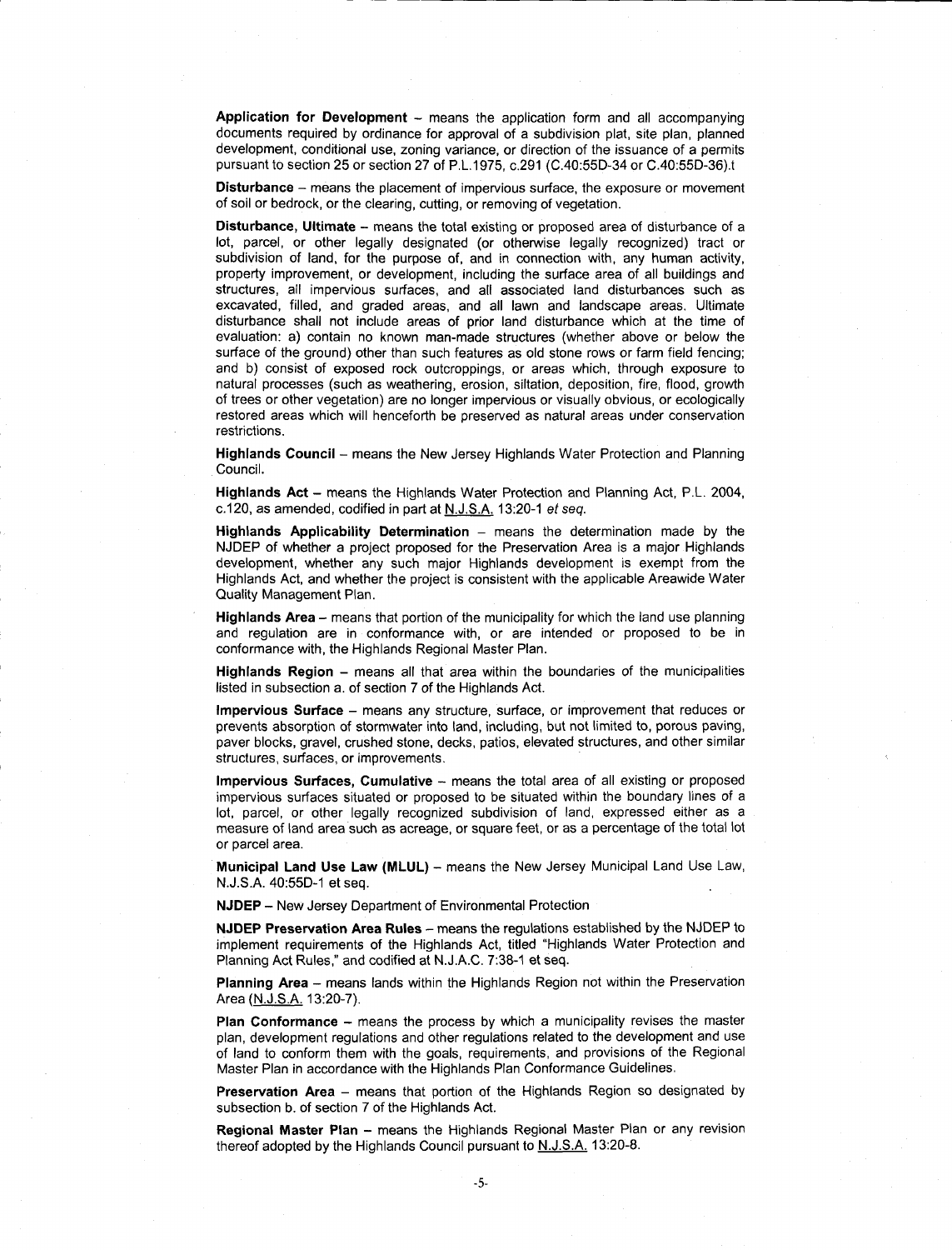**Application for Development** – means the application form and all accompanying documents required by ordinance for approval of a subdivision plat, site plan, planned development, conditional use, zoning variance, or direction of the issuance of a permits pursuant to section 25 or section 27 of P.L.1975, c.291 (C.40:55D-34 or C.40:55D-36).t

**Disturbance** – means the placement of impervious surface, the exposure or movement of soil or bedrock, or the clearing, cutting, or removing of vegetation.

**Disturbance, Ultimate** – means the total existing or proposed area of disturbance of a lot, parcel, or other legally designated (or otherwise legally recognized) tract or subdivision of land, for the purpose of, and in connection with, any human activity, property improvement, or development, including the surface area of all buildings and structures, all impervious surfaces, and all associated land disturbances such as excavated, filled, and graded areas, and all lawn and landscape areas. Ultimate disturbance shall not include areas of prior land disturbance which at the time of evaluation: a) contain no known man-made structures (whether above or below the surface of the ground) other than such features as old stone rows or farm field fencing; and b) consist of exposed rock outcroppings, or areas which, through exposure to natural processes (such as weathering, erosion, siltation, deposition, fire, flood, growth of trees or other vegetation) are no longer impervious or visually obvious, or ecologically restored areas which will henceforth be preserved as natural areas under conservation restrictions.

**Highlands Council** – means the New Jersey Highlands Water Protection and Planning Council.

**Highlands Act** – means the Highlands Water Protection and Planning Act, P.L. 2004, c.120, as amended, codified in part at N.J.S.A. 13:20-1 *et seq.*

**Highlands Applicability Determination** – means the determination made by the NJDEP of whether a project proposed for the Preservation Area is a major Highlands development, whether any such major Highlands development is exempt from the Highlands Act, and whether the project is consistent with the applicable Areawide Water Quality Management Plan.

**Highlands Area** – means that portion of the municipality for which the land use planning and regulation are in conformance with, or are intended or proposed to be in conformance with, the Highlands Regional Master Plan.

**Highlands Region** – means all that area within the boundaries of the municipalities listed in subsection a. of section 7 of the Highlands Act.

**Impervious Surface** – means any structure, surface, or improvement that reduces or prevents absorption of stormwater into land, including, but not limited to, porous paving, paver blocks, gravel, crushed stone, decks, patios, elevated structures, and other similar structures, surfaces, or improvements.

**Impervious Surfaces, Cumulative** – means the total area of all existing or proposed impervious surfaces situated or proposed to be situated within the boundary lines of a lot, parcel, or other legally recognized subdivision of land, expressed either as a measure of land area such as acreage, or square feet, or as a percentage of the total lot or parcel area.

**Municipal Land Use Law (MLUL)** – means the New Jersey Municipal Land Use Law, N.J.S.A. 40:55D-1 et seq.

**NJDEP** – New Jersey Department of Environmental Protection

**NJDEP Preservation Area Rules** – means the regulations established by the NJDEP to implement requirements of the Highlands Act, titled "Highlands Water Protection and Planning Act Rules," and codified at N.J.A.C. 7:38-1 et seq.

**Planning Area** – means lands within the Highlands Region not within the Preservation Area (N.J.S.A. 13:20-7).

**Plan Conformance** – means the process by which a municipality revises the master plan, development regulations and other regulations related to the development and use of land to conform them with the goals, requirements, and provisions of the Regional Master Plan in accordance with the Highlands Plan Conformance Guidelines.

**Preservation Area** – means that portion of the Highlands Region so designated by subsection b. of section 7 of the Highlands Act.

**Regional Master Plan** – means the Highlands Regional Master Plan or any revision thereof adopted by the Highlands Council pursuant to N.J.S.A. 13:20-8.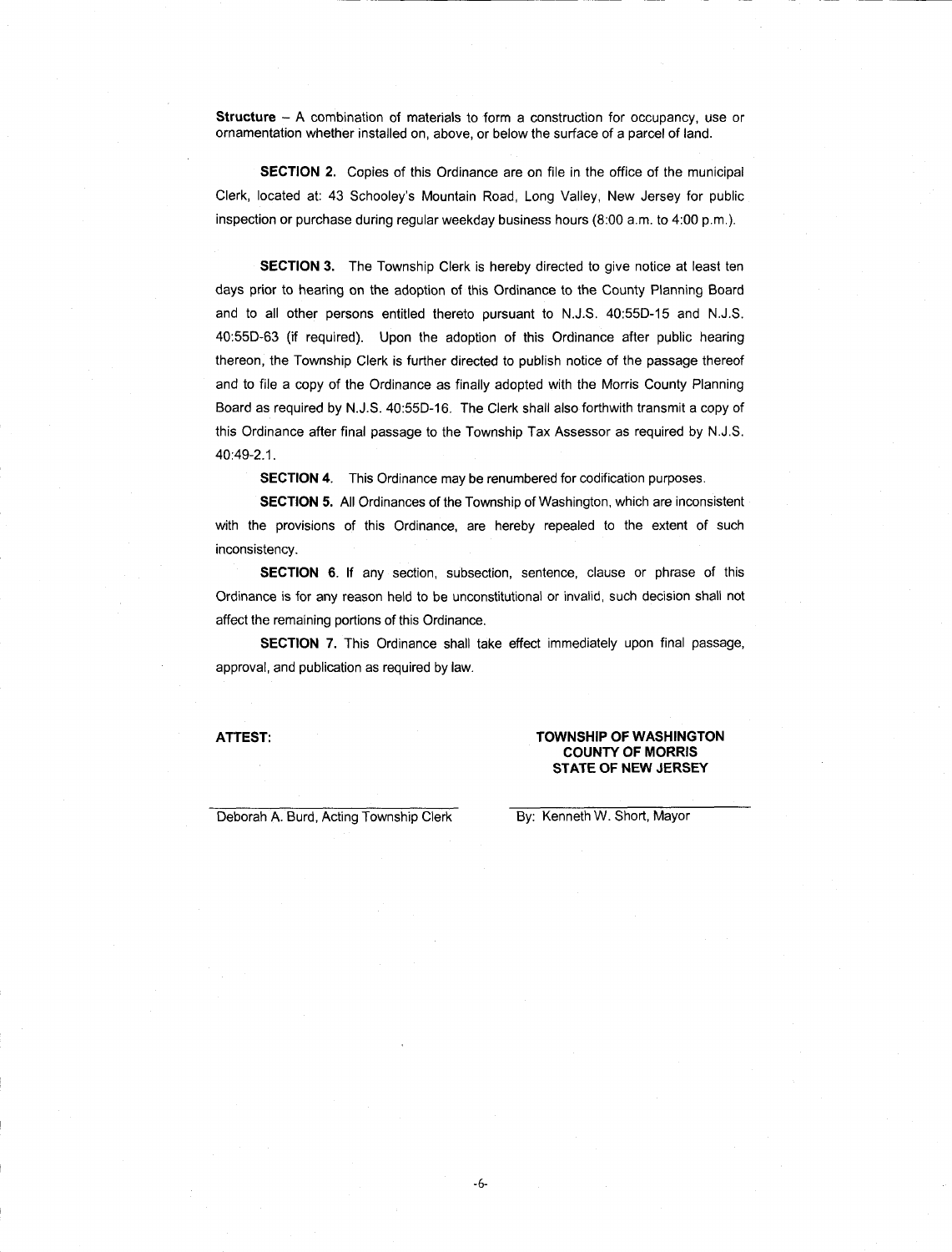**Structure** – A combination of materials to form a construction for occupancy, use or ornamentation whether installed on, above, or below the surface of a parcel of land.

**SECTION 2.** Copies of this Ordinance are on file in the office of the municipal Clerk, located at: 43 Schooley's Mountain Road, Long Valley, New Jersey for public inspection or purchase during regular weekday business hours (8:00 a.m. to 4:00 p.m.).

**SECTION 3.** The Township Clerk is hereby directed to give notice at least ten days prior to hearing on the adoption of this Ordinance to the County Planning Board and to all other persons entitled thereto pursuant to N.J.S. 40:55D-15 and N.J.S. 40:55D-63 (if required). Upon the adoption of this Ordinance after public hearing thereon, the Township Clerk is further directed to publish notice of the passage thereof and to file a copy of the Ordinance as finally adopted with the Morris County Planning Board as required by N.J.S. 40:55D-16. The Clerk shall also forthwith transmit a copy of this Ordinance after final passage to the Township Tax Assessor as required by N.J.S. 40:49-2.1.

**SECTION 4.** This Ordinance may be renumbered for codification purposes.

**SECTION 5.** All Ordinances of the Township of Washington, which are inconsistent with the provisions of this Ordinance, are hereby repealed to the extent of such inconsistency.

**SECTION 6.** If any section, subsection, sentence, clause or phrase of this Ordinance is for any reason held to be unconstitutional or invalid, such decision shall not affect the remaining portions of this Ordinance.

**SECTION 7.** This Ordinance shall take effect immediately upon final passage, approval, and publication as required by law.

**ATTEST:**

**TOWNSHIP OF WASHINGTON**
**COUNTY OF MORRIS**
**STATE OF NEW JERSEY**

Deborah A. Burd, Acting Township Clerk

By: Kenneth W. Short, Mayor